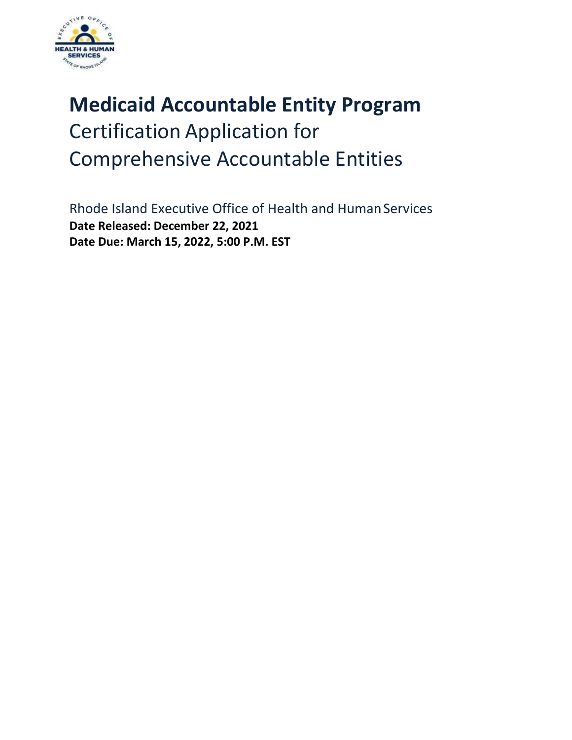# Medicaid Accountable Entity Program

Certification Application for Comprehensive Accountable Entities

Rhode Island Executive Office of Health and Human Services

**Date Released: December 22, 2021**

**Date Due: March 15, 2022, 5:00 P.M. EST**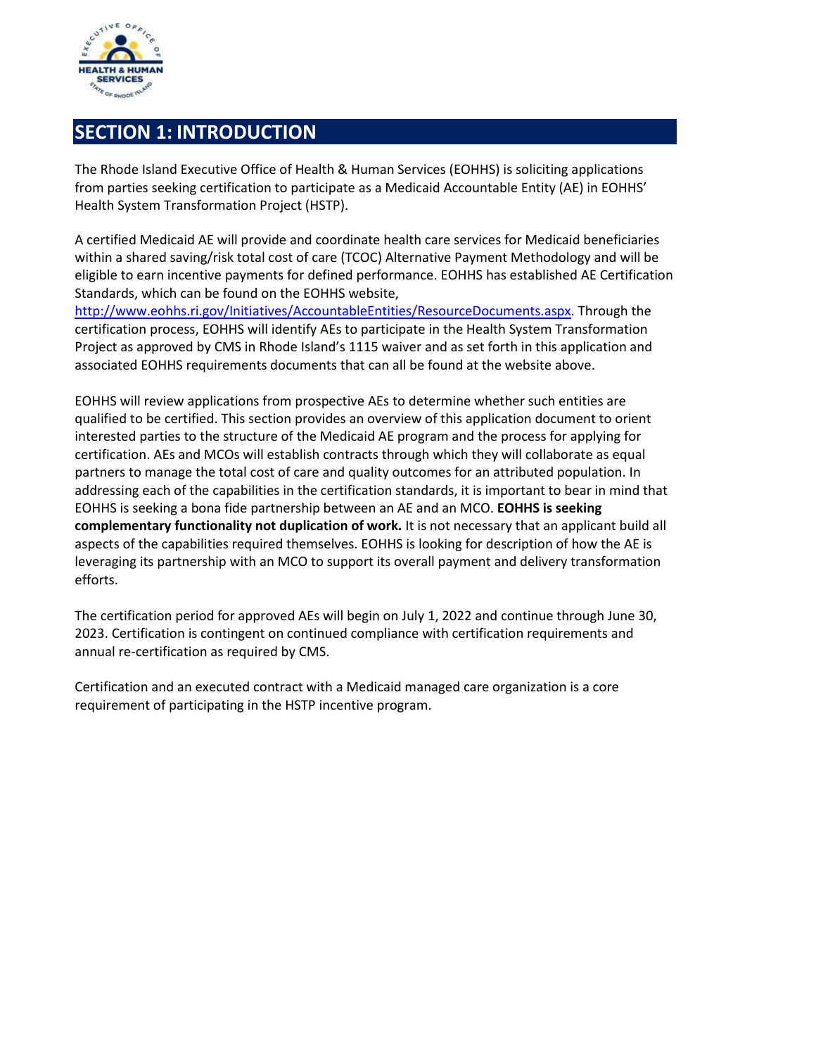# SECTION 1: INTRODUCTION

The Rhode Island Executive Office of Health & Human Services (EOHHS) is soliciting applications from parties seeking certification to participate as a Medicaid Accountable Entity (AE) in EOHHS' Health System Transformation Project (HSTP).

A certified Medicaid AE will provide and coordinate health care services for Medicaid beneficiaries within a shared saving/risk total cost of care (TCOC) Alternative Payment Methodology and will be eligible to earn incentive payments for defined performance. EOHHS has established AE Certification Standards, which can be found on the EOHHS website, http://www.eohhs.ri.gov/Initiatives/AccountableEntities/ResourceDocuments.aspx. Through the certification process, EOHHS will identify AEs to participate in the Health System Transformation Project as approved by CMS in Rhode Island's 1115 waiver and as set forth in this application and associated EOHHS requirements documents that can all be found at the website above.

EOHHS will review applications from prospective AEs to determine whether such entities are qualified to be certified. This section provides an overview of this application document to orient interested parties to the structure of the Medicaid AE program and the process for applying for certification. AEs and MCOs will establish contracts through which they will collaborate as equal partners to manage the total cost of care and quality outcomes for an attributed population. In addressing each of the capabilities in the certification standards, it is important to bear in mind that EOHHS is seeking a bona fide partnership between an AE and an MCO. **EOHHS is seeking complementary functionality not duplication of work.** It is not necessary that an applicant build all aspects of the capabilities required themselves. EOHHS is looking for description of how the AE is leveraging its partnership with an MCO to support its overall payment and delivery transformation efforts.

The certification period for approved AEs will begin on July 1, 2022 and continue through June 30, 2023. Certification is contingent on continued compliance with certification requirements and annual re-certification as required by CMS.

Certification and an executed contract with a Medicaid managed care organization is a core requirement of participating in the HSTP incentive program.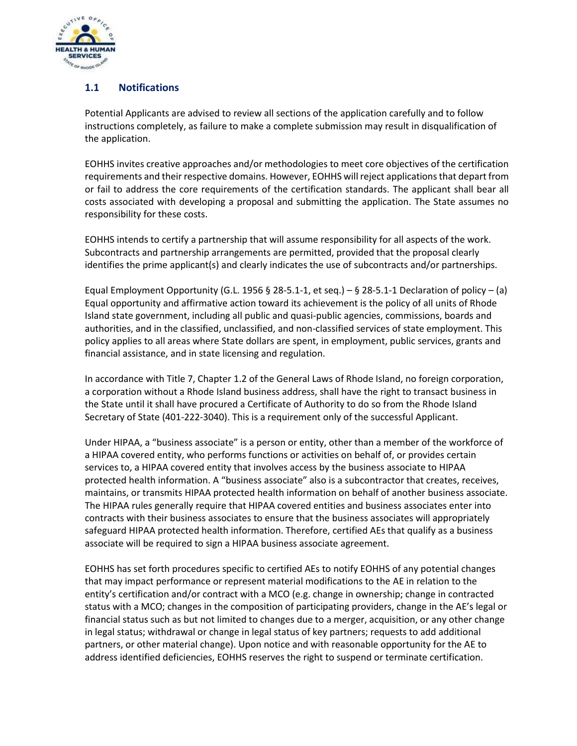## 1.1 Notifications

Potential Applicants are advised to review all sections of the application carefully and to follow instructions completely, as failure to make a complete submission may result in disqualification of the application.

EOHHS invites creative approaches and/or methodologies to meet core objectives of the certification requirements and their respective domains. However, EOHHS will reject applications that depart from or fail to address the core requirements of the certification standards. The applicant shall bear all costs associated with developing a proposal and submitting the application. The State assumes no responsibility for these costs.

EOHHS intends to certify a partnership that will assume responsibility for all aspects of the work. Subcontracts and partnership arrangements are permitted, provided that the proposal clearly identifies the prime applicant(s) and clearly indicates the use of subcontracts and/or partnerships.

Equal Employment Opportunity (G.L. 1956 § 28-5.1-1, et seq.) – § 28-5.1-1 Declaration of policy – (a) Equal opportunity and affirmative action toward its achievement is the policy of all units of Rhode Island state government, including all public and quasi-public agencies, commissions, boards and authorities, and in the classified, unclassified, and non-classified services of state employment. This policy applies to all areas where State dollars are spent, in employment, public services, grants and financial assistance, and in state licensing and regulation.

In accordance with Title 7, Chapter 1.2 of the General Laws of Rhode Island, no foreign corporation, a corporation without a Rhode Island business address, shall have the right to transact business in the State until it shall have procured a Certificate of Authority to do so from the Rhode Island Secretary of State (401-222-3040). This is a requirement only of the successful Applicant.

Under HIPAA, a "business associate" is a person or entity, other than a member of the workforce of a HIPAA covered entity, who performs functions or activities on behalf of, or provides certain services to, a HIPAA covered entity that involves access by the business associate to HIPAA protected health information. A "business associate" also is a subcontractor that creates, receives, maintains, or transmits HIPAA protected health information on behalf of another business associate. The HIPAA rules generally require that HIPAA covered entities and business associates enter into contracts with their business associates to ensure that the business associates will appropriately safeguard HIPAA protected health information. Therefore, certified AEs that qualify as a business associate will be required to sign a HIPAA business associate agreement.

EOHHS has set forth procedures specific to certified AEs to notify EOHHS of any potential changes that may impact performance or represent material modifications to the AE in relation to the entity's certification and/or contract with a MCO (e.g. change in ownership; change in contracted status with a MCO; changes in the composition of participating providers, change in the AE's legal or financial status such as but not limited to changes due to a merger, acquisition, or any other change in legal status; withdrawal or change in legal status of key partners; requests to add additional partners, or other material change). Upon notice and with reasonable opportunity for the AE to address identified deficiencies, EOHHS reserves the right to suspend or terminate certification.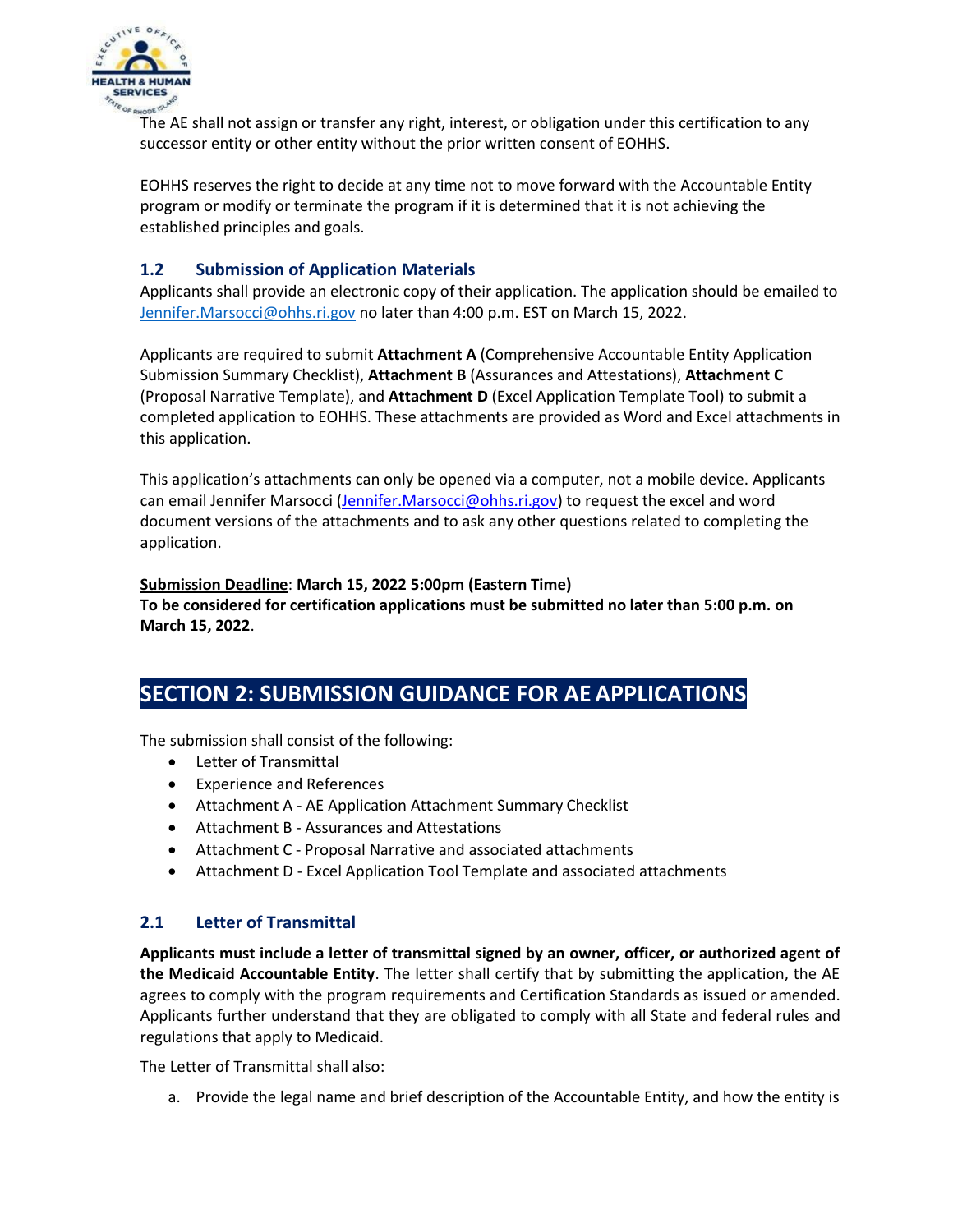The AE shall not assign or transfer any right, interest, or obligation under this certification to any successor entity or other entity without the prior written consent of EOHHS.

EOHHS reserves the right to decide at any time not to move forward with the Accountable Entity program or modify or terminate the program if it is determined that it is not achieving the established principles and goals.

### 1.2 Submission of Application Materials

Applicants shall provide an electronic copy of their application. The application should be emailed to Jennifer.Marsocci@ohhs.ri.gov no later than 4:00 p.m. EST on March 15, 2022.

Applicants are required to submit **Attachment A** (Comprehensive Accountable Entity Application Submission Summary Checklist), **Attachment B** (Assurances and Attestations), **Attachment C** (Proposal Narrative Template), and **Attachment D** (Excel Application Template Tool) to submit a completed application to EOHHS. These attachments are provided as Word and Excel attachments in this application.

This application's attachments can only be opened via a computer, not a mobile device. Applicants can email Jennifer Marsocci (Jennifer.Marsocci@ohhs.ri.gov) to request the excel and word document versions of the attachments and to ask any other questions related to completing the application.

**Submission Deadline**: **March 15, 2022 5:00pm (Eastern Time)**
**To be considered for certification applications must be submitted no later than 5:00 p.m. on March 15, 2022**.

## SECTION 2: SUBMISSION GUIDANCE FOR AE APPLICATIONS

The submission shall consist of the following:

- Letter of Transmittal
- Experience and References
- Attachment A - AE Application Attachment Summary Checklist
- Attachment B - Assurances and Attestations
- Attachment C - Proposal Narrative and associated attachments
- Attachment D - Excel Application Tool Template and associated attachments

### 2.1 Letter of Transmittal

**Applicants must include a letter of transmittal signed by an owner, officer, or authorized agent of the Medicaid Accountable Entity**. The letter shall certify that by submitting the application, the AE agrees to comply with the program requirements and Certification Standards as issued or amended. Applicants further understand that they are obligated to comply with all State and federal rules and regulations that apply to Medicaid.

The Letter of Transmittal shall also:

a. Provide the legal name and brief description of the Accountable Entity, and how the entity is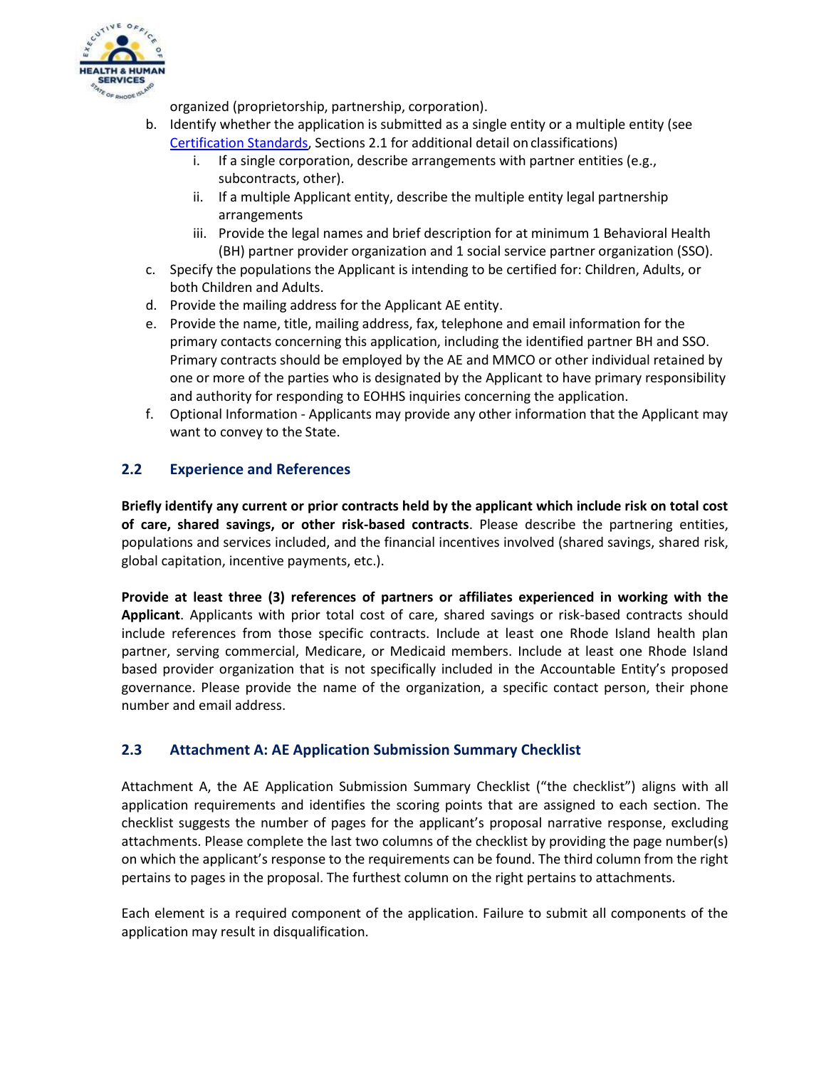organized (proprietorship, partnership, corporation).

b. Identify whether the application is submitted as a single entity or a multiple entity (see [Certification Standards](), Sections 2.1 for additional detail on classifications)
   i. If a single corporation, describe arrangements with partner entities (e.g., subcontracts, other).
   ii. If a multiple Applicant entity, describe the multiple entity legal partnership arrangements
   iii. Provide the legal names and brief description for at minimum 1 Behavioral Health (BH) partner provider organization and 1 social service partner organization (SSO).

c. Specify the populations the Applicant is intending to be certified for: Children, Adults, or both Children and Adults.

d. Provide the mailing address for the Applicant AE entity.

e. Provide the name, title, mailing address, fax, telephone and email information for the primary contacts concerning this application, including the identified partner BH and SSO. Primary contracts should be employed by the AE and MMCO or other individual retained by one or more of the parties who is designated by the Applicant to have primary responsibility and authority for responding to EOHHS inquiries concerning the application.

f. Optional Information - Applicants may provide any other information that the Applicant may want to convey to the State.

## 2.2 Experience and References

**Briefly identify any current or prior contracts held by the applicant which include risk on total cost of care, shared savings, or other risk-based contracts**. Please describe the partnering entities, populations and services included, and the financial incentives involved (shared savings, shared risk, global capitation, incentive payments, etc.).

**Provide at least three (3) references of partners or affiliates experienced in working with the Applicant**. Applicants with prior total cost of care, shared savings or risk-based contracts should include references from those specific contracts. Include at least one Rhode Island health plan partner, serving commercial, Medicare, or Medicaid members. Include at least one Rhode Island based provider organization that is not specifically included in the Accountable Entity's proposed governance. Please provide the name of the organization, a specific contact person, their phone number and email address.

## 2.3 Attachment A: AE Application Submission Summary Checklist

Attachment A, the AE Application Submission Summary Checklist ("the checklist") aligns with all application requirements and identifies the scoring points that are assigned to each section. The checklist suggests the number of pages for the applicant's proposal narrative response, excluding attachments. Please complete the last two columns of the checklist by providing the page number(s) on which the applicant's response to the requirements can be found. The third column from the right pertains to pages in the proposal. The furthest column on the right pertains to attachments.

Each element is a required component of the application. Failure to submit all components of the application may result in disqualification.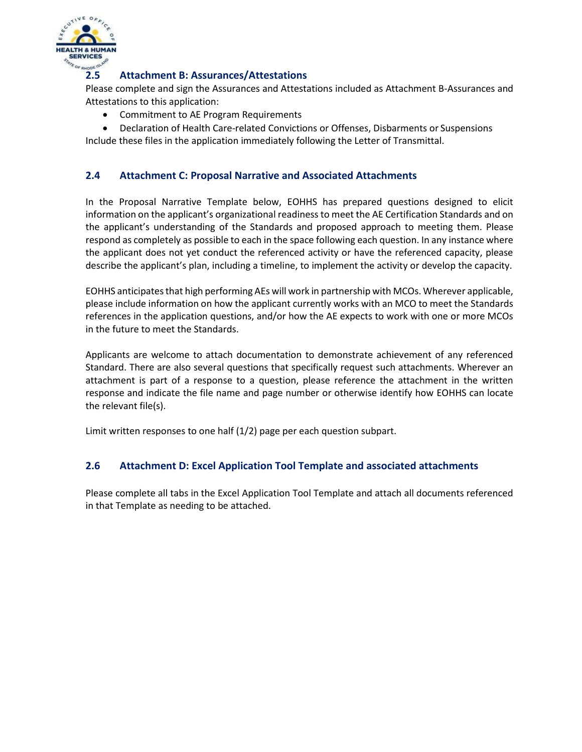### 2.5 Attachment B: Assurances/Attestations

Please complete and sign the Assurances and Attestations included as Attachment B-Assurances and Attestations to this application:

- Commitment to AE Program Requirements
- Declaration of Health Care-related Convictions or Offenses, Disbarments or Suspensions

Include these files in the application immediately following the Letter of Transmittal.

### 2.4 Attachment C: Proposal Narrative and Associated Attachments

In the Proposal Narrative Template below, EOHHS has prepared questions designed to elicit information on the applicant's organizational readiness to meet the AE Certification Standards and on the applicant's understanding of the Standards and proposed approach to meeting them. Please respond as completely as possible to each in the space following each question. In any instance where the applicant does not yet conduct the referenced activity or have the referenced capacity, please describe the applicant's plan, including a timeline, to implement the activity or develop the capacity.

EOHHS anticipates that high performing AEs will work in partnership with MCOs. Wherever applicable, please include information on how the applicant currently works with an MCO to meet the Standards references in the application questions, and/or how the AE expects to work with one or more MCOs in the future to meet the Standards.

Applicants are welcome to attach documentation to demonstrate achievement of any referenced Standard. There are also several questions that specifically request such attachments. Wherever an attachment is part of a response to a question, please reference the attachment in the written response and indicate the file name and page number or otherwise identify how EOHHS can locate the relevant file(s).

Limit written responses to one half (1/2) page per each question subpart.

### 2.6 Attachment D: Excel Application Tool Template and associated attachments

Please complete all tabs in the Excel Application Tool Template and attach all documents referenced in that Template as needing to be attached.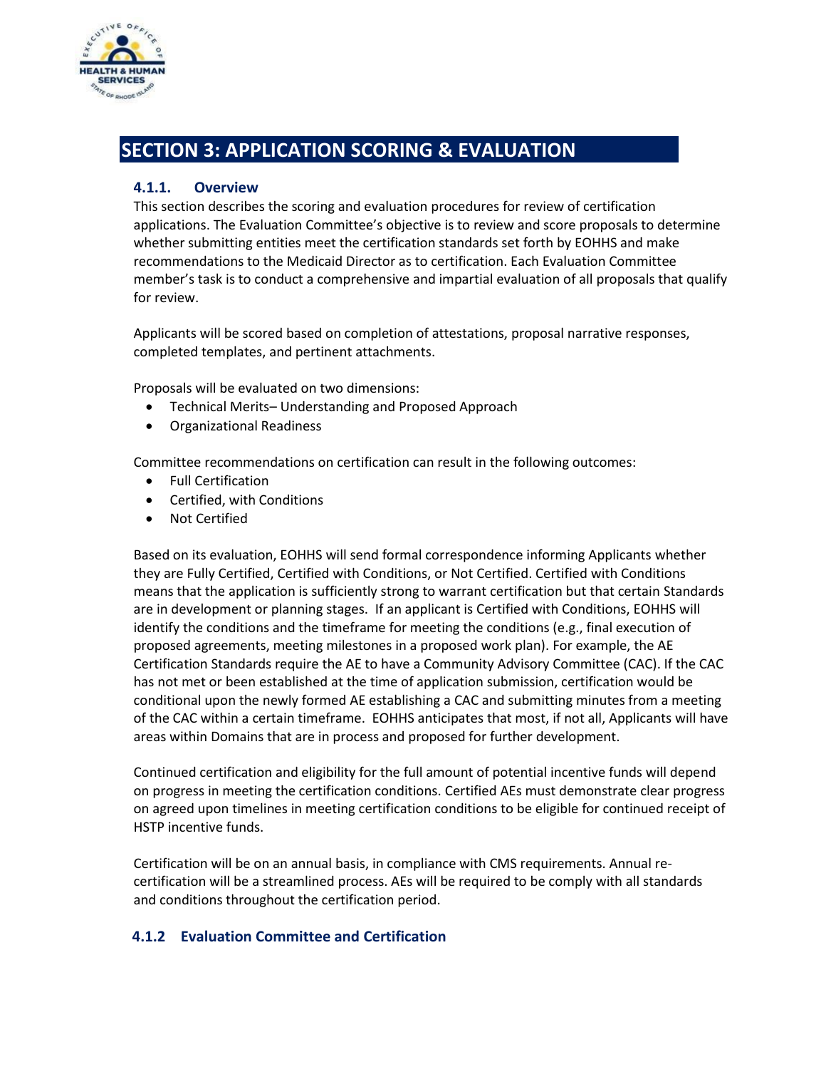# SECTION 3: APPLICATION SCORING & EVALUATION

### 4.1.1. Overview

This section describes the scoring and evaluation procedures for review of certification applications. The Evaluation Committee's objective is to review and score proposals to determine whether submitting entities meet the certification standards set forth by EOHHS and make recommendations to the Medicaid Director as to certification. Each Evaluation Committee member's task is to conduct a comprehensive and impartial evaluation of all proposals that qualify for review.

Applicants will be scored based on completion of attestations, proposal narrative responses, completed templates, and pertinent attachments.

Proposals will be evaluated on two dimensions:

- Technical Merits– Understanding and Proposed Approach
- Organizational Readiness

Committee recommendations on certification can result in the following outcomes:

- Full Certification
- Certified, with Conditions
- Not Certified

Based on its evaluation, EOHHS will send formal correspondence informing Applicants whether they are Fully Certified, Certified with Conditions, or Not Certified. Certified with Conditions means that the application is sufficiently strong to warrant certification but that certain Standards are in development or planning stages. If an applicant is Certified with Conditions, EOHHS will identify the conditions and the timeframe for meeting the conditions (e.g., final execution of proposed agreements, meeting milestones in a proposed work plan). For example, the AE Certification Standards require the AE to have a Community Advisory Committee (CAC). If the CAC has not met or been established at the time of application submission, certification would be conditional upon the newly formed AE establishing a CAC and submitting minutes from a meeting of the CAC within a certain timeframe. EOHHS anticipates that most, if not all, Applicants will have areas within Domains that are in process and proposed for further development.

Continued certification and eligibility for the full amount of potential incentive funds will depend on progress in meeting the certification conditions. Certified AEs must demonstrate clear progress on agreed upon timelines in meeting certification conditions to be eligible for continued receipt of HSTP incentive funds.

Certification will be on an annual basis, in compliance with CMS requirements. Annual re-certification will be a streamlined process. AEs will be required to be comply with all standards and conditions throughout the certification period.

### 4.1.2 Evaluation Committee and Certification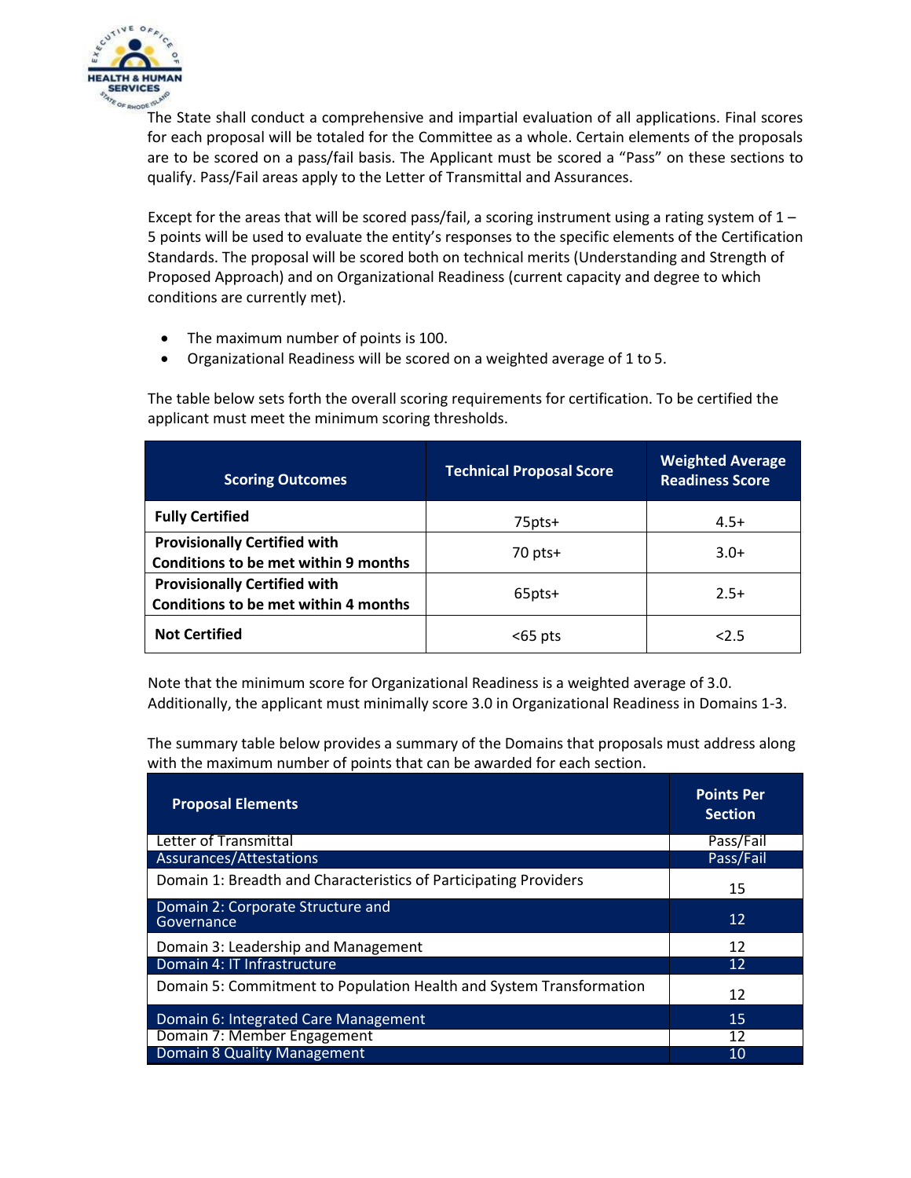The State shall conduct a comprehensive and impartial evaluation of all applications. Final scores for each proposal will be totaled for the Committee as a whole. Certain elements of the proposals are to be scored on a pass/fail basis. The Applicant must be scored a "Pass" on these sections to qualify. Pass/Fail areas apply to the Letter of Transmittal and Assurances.

Except for the areas that will be scored pass/fail, a scoring instrument using a rating system of 1 – 5 points will be used to evaluate the entity's responses to the specific elements of the Certification Standards. The proposal will be scored both on technical merits (Understanding and Strength of Proposed Approach) and on Organizational Readiness (current capacity and degree to which conditions are currently met).

- The maximum number of points is 100.
- Organizational Readiness will be scored on a weighted average of 1 to 5.

The table below sets forth the overall scoring requirements for certification. To be certified the applicant must meet the minimum scoring thresholds.

| Scoring Outcomes | Technical Proposal Score | Weighted Average Readiness Score |
|---|---|---|
| **Fully Certified** | 75pts+ | 4.5+ |
| **Provisionally Certified with Conditions to be met within 9 months** | 70 pts+ | 3.0+ |
| **Provisionally Certified with Conditions to be met within 4 months** | 65pts+ | 2.5+ |
| **Not Certified** | <65 pts | <2.5 |

Note that the minimum score for Organizational Readiness is a weighted average of 3.0. Additionally, the applicant must minimally score 3.0 in Organizational Readiness in Domains 1-3.

The summary table below provides a summary of the Domains that proposals must address along with the maximum number of points that can be awarded for each section.

| Proposal Elements | Points Per Section |
|---|---|
| Letter of Transmittal | Pass/Fail |
| Assurances/Attestations | Pass/Fail |
| Domain 1: Breadth and Characteristics of Participating Providers | 15 |
| Domain 2: Corporate Structure and Governance | 12 |
| Domain 3: Leadership and Management | 12 |
| Domain 4: IT Infrastructure | 12 |
| Domain 5: Commitment to Population Health and System Transformation | 12 |
| Domain 6: Integrated Care Management | 15 |
| Domain 7: Member Engagement | 12 |
| Domain 8 Quality Management | 10 |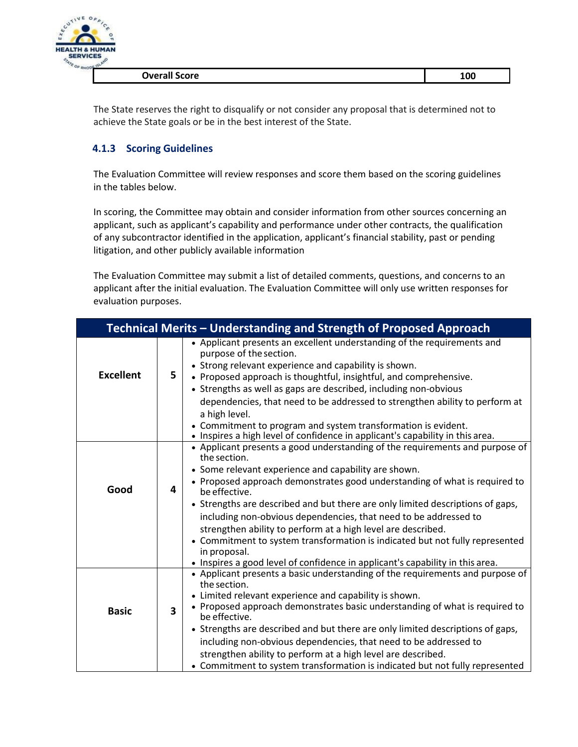| Overall Score | 100 |
|---|---|

The State reserves the right to disqualify or not consider any proposal that is determined not to achieve the State goals or be in the best interest of the State.

### 4.1.3 Scoring Guidelines

The Evaluation Committee will review responses and score them based on the scoring guidelines in the tables below.

In scoring, the Committee may obtain and consider information from other sources concerning an applicant, such as applicant's capability and performance under other contracts, the qualification of any subcontractor identified in the application, applicant's financial stability, past or pending litigation, and other publicly available information

The Evaluation Committee may submit a list of detailed comments, questions, and concerns to an applicant after the initial evaluation. The Evaluation Committee will only use written responses for evaluation purposes.

| Technical Merits – Understanding and Strength of Proposed Approach | | |
|---|---|---|
| **Excellent** | **5** | • Applicant presents an excellent understanding of the requirements and purpose of the section.<br>• Strong relevant experience and capability is shown.<br>• Proposed approach is thoughtful, insightful, and comprehensive.<br>• Strengths as well as gaps are described, including non-obvious dependencies, that need to be addressed to strengthen ability to perform at a high level.<br>• Commitment to program and system transformation is evident.<br>• Inspires a high level of confidence in applicant's capability in this area. |
| **Good** | **4** | • Applicant presents a good understanding of the requirements and purpose of the section.<br>• Some relevant experience and capability are shown.<br>• Proposed approach demonstrates good understanding of what is required to be effective.<br>• Strengths are described and but there are only limited descriptions of gaps, including non-obvious dependencies, that need to be addressed to strengthen ability to perform at a high level are described.<br>• Commitment to system transformation is indicated but not fully represented in proposal.<br>• Inspires a good level of confidence in applicant's capability in this area. |
| **Basic** | **3** | • Applicant presents a basic understanding of the requirements and purpose of the section.<br>• Limited relevant experience and capability is shown.<br>• Proposed approach demonstrates basic understanding of what is required to be effective.<br>• Strengths are described and but there are only limited descriptions of gaps, including non-obvious dependencies, that need to be addressed to strengthen ability to perform at a high level are described.<br>• Commitment to system transformation is indicated but not fully represented |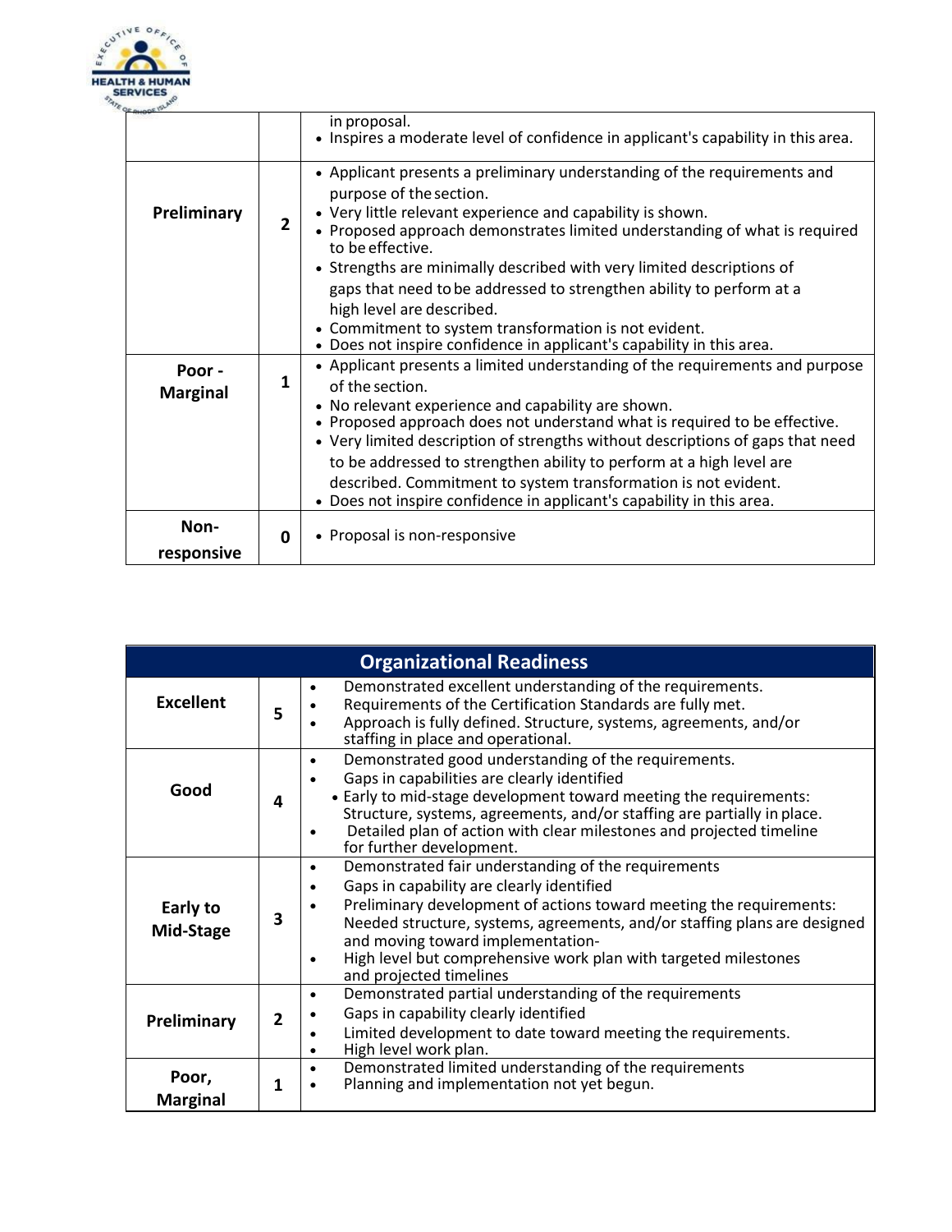| | | |
|---|---|---|
| | | in proposal.<br>• Inspires a moderate level of confidence in applicant's capability in this area. |
| **Preliminary** | **2** | • Applicant presents a preliminary understanding of the requirements and purpose of the section.<br>• Very little relevant experience and capability is shown.<br>• Proposed approach demonstrates limited understanding of what is required to be effective.<br>• Strengths are minimally described with very limited descriptions of gaps that need to be addressed to strengthen ability to perform at a high level are described.<br>• Commitment to system transformation is not evident.<br>• Does not inspire confidence in applicant's capability in this area. |
| **Poor - Marginal** | **1** | • Applicant presents a limited understanding of the requirements and purpose of the section.<br>• No relevant experience and capability are shown.<br>• Proposed approach does not understand what is required to be effective.<br>• Very limited description of strengths without descriptions of gaps that need to be addressed to strengthen ability to perform at a high level are described. Commitment to system transformation is not evident.<br>• Does not inspire confidence in applicant's capability in this area. |
| **Non-responsive** | **0** | • Proposal is non-responsive |

| Organizational Readiness | | |
|---|---|---|
| **Excellent** | **5** | • Demonstrated excellent understanding of the requirements.<br>• Requirements of the Certification Standards are fully met.<br>• Approach is fully defined. Structure, systems, agreements, and/or staffing in place and operational. |
| **Good** | **4** | • Demonstrated good understanding of the requirements.<br>• Gaps in capabilities are clearly identified<br>• Early to mid-stage development toward meeting the requirements: Structure, systems, agreements, and/or staffing are partially in place.<br>• Detailed plan of action with clear milestones and projected timeline for further development. |
| **Early to Mid-Stage** | **3** | • Demonstrated fair understanding of the requirements<br>• Gaps in capability are clearly identified<br>• Preliminary development of actions toward meeting the requirements: Needed structure, systems, agreements, and/or staffing plans are designed and moving toward implementation-<br>• High level but comprehensive work plan with targeted milestones and projected timelines |
| **Preliminary** | **2** | • Demonstrated partial understanding of the requirements<br>• Gaps in capability clearly identified<br>• Limited development to date toward meeting the requirements.<br>• High level work plan. |
| **Poor, Marginal** | **1** | • Demonstrated limited understanding of the requirements<br>• Planning and implementation not yet begun. |